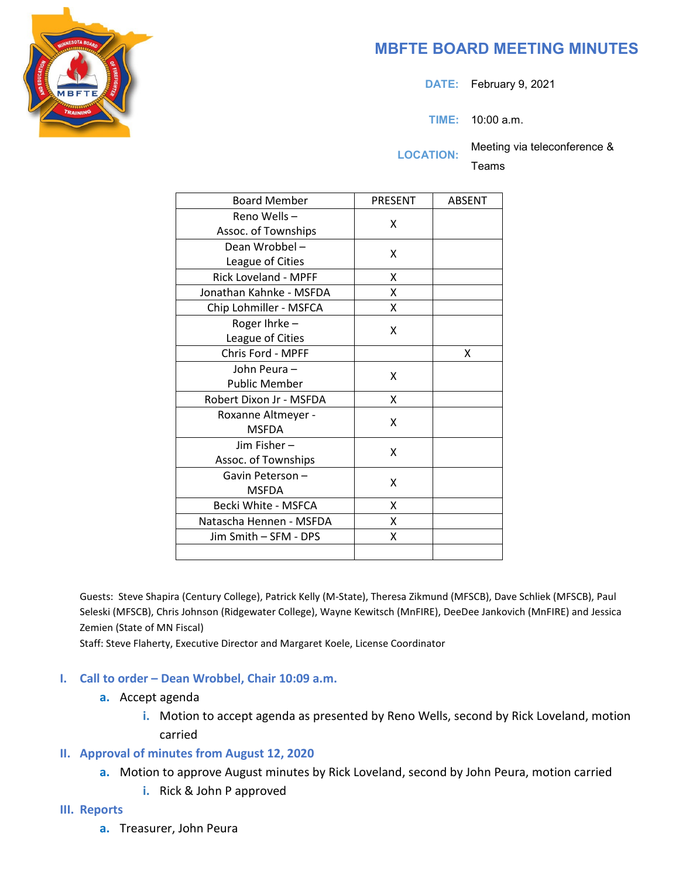# MBFTE BOARD MEETING MINUTES

**DATE:** February 9, 2021

**TIME:** 10:00 a.m.

**LOCATION:** Meeting via teleconference & Teams

| Board Member | PRESENT | ABSENT |
|---|---|---|
| Reno Wells – Assoc. of Townships | X | |
| Dean Wrobbel – League of Cities | X | |
| Rick Loveland - MPFF | X | |
| Jonathan Kahnke - MSFDA | X | |
| Chip Lohmiller - MSFCA | X | |
| Roger Ihrke – League of Cities | X | |
| Chris Ford - MPFF | | X |
| John Peura – Public Member | X | |
| Robert Dixon Jr - MSFDA | X | |
| Roxanne Altmeyer - MSFDA | X | |
| Jim Fisher – Assoc. of Townships | X | |
| Gavin Peterson – MSFDA | X | |
| Becki White - MSFCA | X | |
| Natascha Hennen - MSFDA | X | |
| Jim Smith – SFM - DPS | X | |
| | | |

Guests: Steve Shapira (Century College), Patrick Kelly (M-State), Theresa Zikmund (MFSCB), Dave Schliek (MFSCB), Paul Seleski (MFSCB), Chris Johnson (Ridgewater College), Wayne Kewitsch (MnFIRE), DeeDee Jankovich (MnFIRE) and Jessica Zemien (State of MN Fiscal)

Staff: Steve Flaherty, Executive Director and Margaret Koele, License Coordinator

## I. Call to order – Dean Wrobbel, Chair 10:09 a.m.

a. Accept agenda
   i. Motion to accept agenda as presented by Reno Wells, second by Rick Loveland, motion carried

## II. Approval of minutes from August 12, 2020

a. Motion to approve August minutes by Rick Loveland, second by John Peura, motion carried
   i. Rick & John P approved

## III. Reports

a. Treasurer, John Peura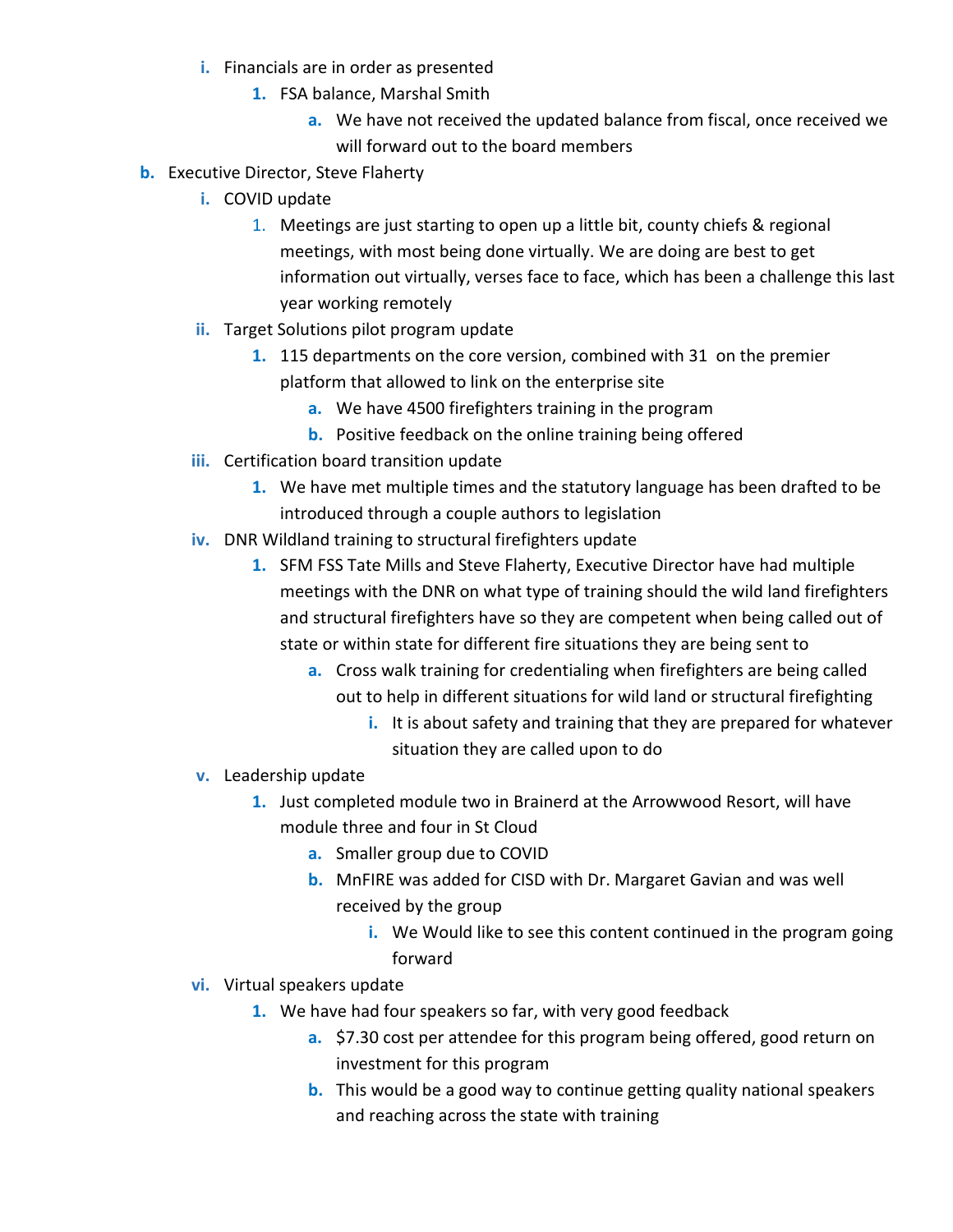- i. Financials are in order as presented
      1. FSA balance, Marshal Smith
         a. We have not received the updated balance from fiscal, once received we will forward out to the board members
- b. Executive Director, Steve Flaherty
   - i. COVID update
      1. Meetings are just starting to open up a little bit, county chiefs & regional meetings, with most being done virtually. We are doing are best to get information out virtually, verses face to face, which has been a challenge this last year working remotely
   - ii. Target Solutions pilot program update
      1. 115 departments on the core version, combined with 31  on the premier platform that allowed to link on the enterprise site
         a. We have 4500 firefighters training in the program
         b. Positive feedback on the online training being offered
   - iii. Certification board transition update
      1. We have met multiple times and the statutory language has been drafted to be introduced through a couple authors to legislation
   - iv. DNR Wildland training to structural firefighters update
      1. SFM FSS Tate Mills and Steve Flaherty, Executive Director have had multiple meetings with the DNR on what type of training should the wild land firefighters and structural firefighters have so they are competent when being called out of state or within state for different fire situations they are being sent to
         a. Cross walk training for credentialing when firefighters are being called out to help in different situations for wild land or structural firefighting
            i. It is about safety and training that they are prepared for whatever situation they are called upon to do
   - v. Leadership update
      1. Just completed module two in Brainerd at the Arrowwood Resort, will have module three and four in St Cloud
         a. Smaller group due to COVID
         b. MnFIRE was added for CISD with Dr. Margaret Gavian and was well received by the group
            i. We Would like to see this content continued in the program going forward
   - vi. Virtual speakers update
      1. We have had four speakers so far, with very good feedback
         a. $7.30 cost per attendee for this program being offered, good return on investment for this program
         b. This would be a good way to continue getting quality national speakers and reaching across the state with training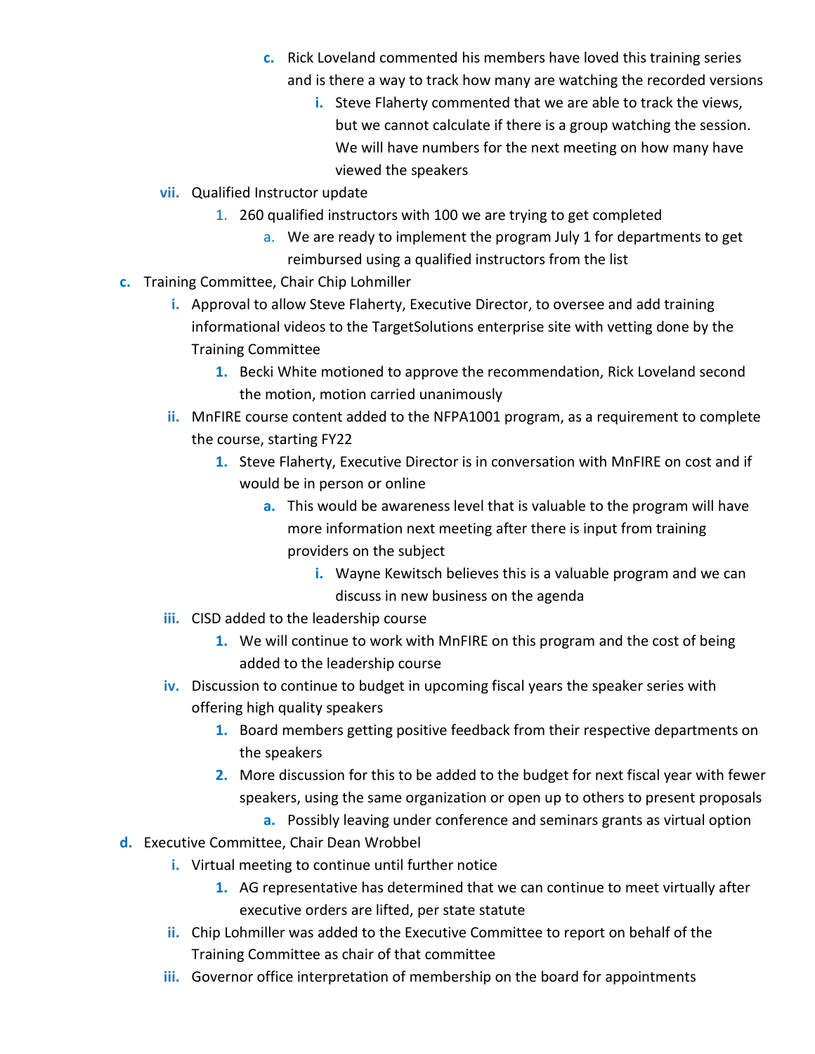c. Rick Loveland commented his members have loved this training series and is there a way to track how many are watching the recorded versions
    i. Steve Flaherty commented that we are able to track the views, but we cannot calculate if there is a group watching the session. We will have numbers for the next meeting on how many have viewed the speakers

vii. Qualified Instructor update
    1. 260 qualified instructors with 100 we are trying to get completed
        a. We are ready to implement the program July 1 for departments to get reimbursed using a qualified instructors from the list

c. Training Committee, Chair Chip Lohmiller
    i. Approval to allow Steve Flaherty, Executive Director, to oversee and add training informational videos to the TargetSolutions enterprise site with vetting done by the Training Committee
        1. Becki White motioned to approve the recommendation, Rick Loveland second the motion, motion carried unanimously
    ii. MnFIRE course content added to the NFPA1001 program, as a requirement to complete the course, starting FY22
        1. Steve Flaherty, Executive Director is in conversation with MnFIRE on cost and if would be in person or online
            a. This would be awareness level that is valuable to the program will have more information next meeting after there is input from training providers on the subject
                i. Wayne Kewitsch believes this is a valuable program and we can discuss in new business on the agenda
    iii. CISD added to the leadership course
        1. We will continue to work with MnFIRE on this program and the cost of being added to the leadership course
    iv. Discussion to continue to budget in upcoming fiscal years the speaker series with offering high quality speakers
        1. Board members getting positive feedback from their respective departments on the speakers
        2. More discussion for this to be added to the budget for next fiscal year with fewer speakers, using the same organization or open up to others to present proposals
            a. Possibly leaving under conference and seminars grants as virtual option

d. Executive Committee, Chair Dean Wrobbel
    i. Virtual meeting to continue until further notice
        1. AG representative has determined that we can continue to meet virtually after executive orders are lifted, per state statute
    ii. Chip Lohmiller was added to the Executive Committee to report on behalf of the Training Committee as chair of that committee
    iii. Governor office interpretation of membership on the board for appointments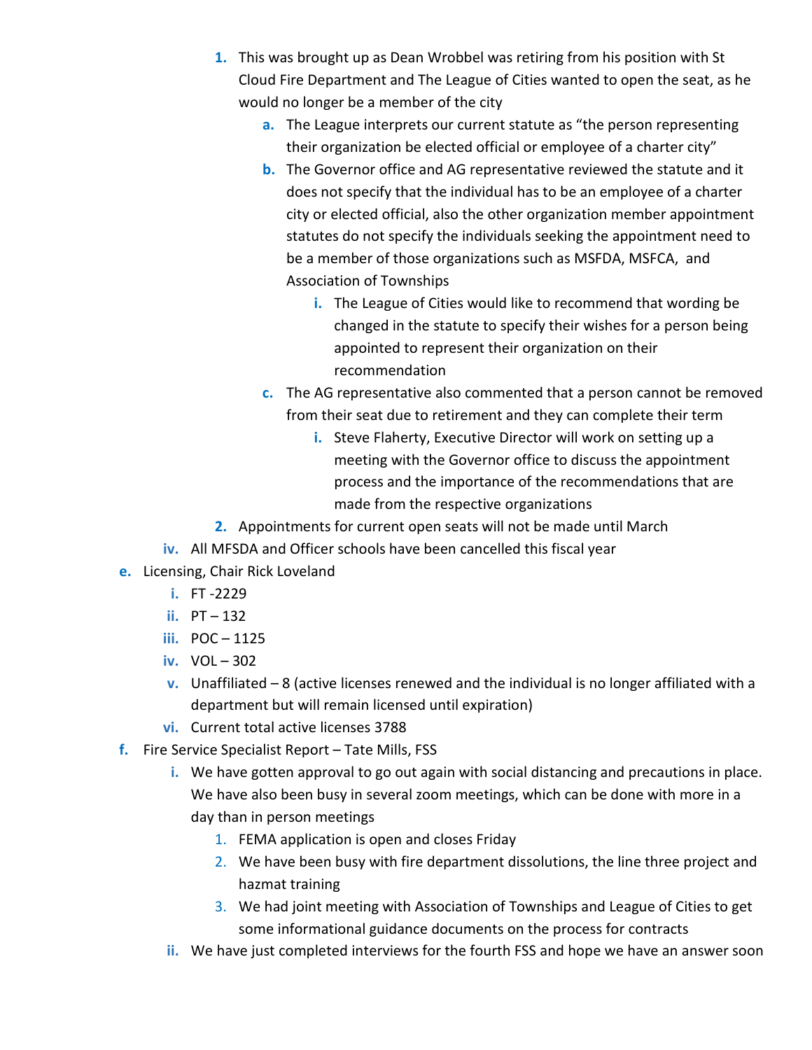1. This was brought up as Dean Wrobbel was retiring from his position with St Cloud Fire Department and The League of Cities wanted to open the seat, as he would no longer be a member of the city
    a. The League interprets our current statute as "the person representing their organization be elected official or employee of a charter city"
    b. The Governor office and AG representative reviewed the statute and it does not specify that the individual has to be an employee of a charter city or elected official, also the other organization member appointment statutes do not specify the individuals seeking the appointment need to be a member of those organizations such as MSFDA, MSFCA, and Association of Townships
        i. The League of Cities would like to recommend that wording be changed in the statute to specify their wishes for a person being appointed to represent their organization on their recommendation
    c. The AG representative also commented that a person cannot be removed from their seat due to retirement and they can complete their term
        i. Steve Flaherty, Executive Director will work on setting up a meeting with the Governor office to discuss the appointment process and the importance of the recommendations that are made from the respective organizations
2. Appointments for current open seats will not be made until March

iv. All MFSDA and Officer schools have been cancelled this fiscal year

e. Licensing, Chair Rick Loveland
    i. FT -2229
    ii. PT – 132
    iii. POC – 1125
    iv. VOL – 302
    v. Unaffiliated – 8 (active licenses renewed and the individual is no longer affiliated with a department but will remain licensed until expiration)
    vi. Current total active licenses 3788

f. Fire Service Specialist Report – Tate Mills, FSS
    i. We have gotten approval to go out again with social distancing and precautions in place. We have also been busy in several zoom meetings, which can be done with more in a day than in person meetings
        1. FEMA application is open and closes Friday
        2. We have been busy with fire department dissolutions, the line three project and hazmat training
        3. We had joint meeting with Association of Townships and League of Cities to get some informational guidance documents on the process for contracts
    ii. We have just completed interviews for the fourth FSS and hope we have an answer soon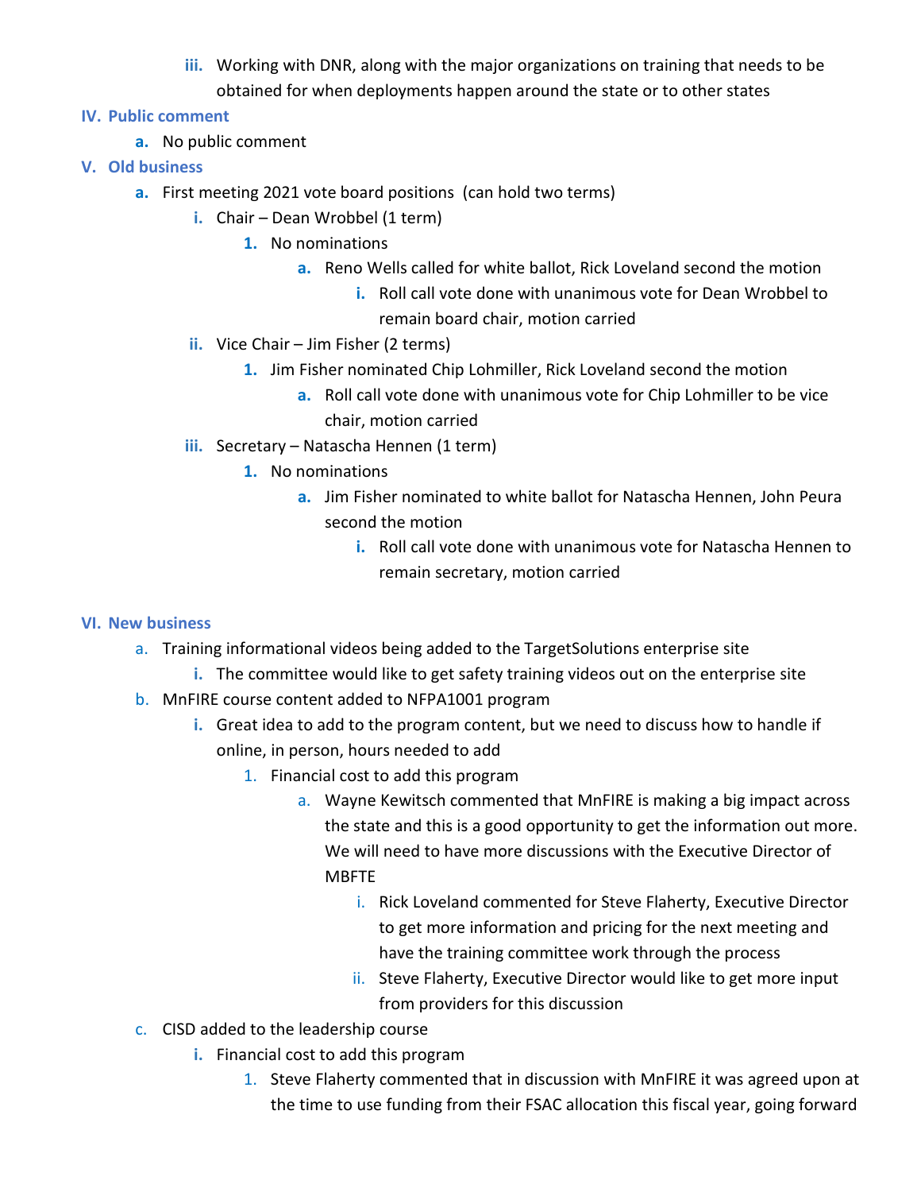- iii. Working with DNR, along with the major organizations on training that needs to be obtained for when deployments happen around the state or to other states

**IV. Public comment**

- a. No public comment

**V. Old business**

- a. First meeting 2021 vote board positions (can hold two terms)
   - i. Chair – Dean Wrobbel (1 term)
      - 1. No nominations
         - a. Reno Wells called for white ballot, Rick Loveland second the motion
            - i. Roll call vote done with unanimous vote for Dean Wrobbel to remain board chair, motion carried
   - ii. Vice Chair – Jim Fisher (2 terms)
      - 1. Jim Fisher nominated Chip Lohmiller, Rick Loveland second the motion
         - a. Roll call vote done with unanimous vote for Chip Lohmiller to be vice chair, motion carried
   - iii. Secretary – Natascha Hennen (1 term)
      - 1. No nominations
         - a. Jim Fisher nominated to white ballot for Natascha Hennen, John Peura second the motion
            - i. Roll call vote done with unanimous vote for Natascha Hennen to remain secretary, motion carried

**VI. New business**

- a. Training informational videos being added to the TargetSolutions enterprise site
   - i. The committee would like to get safety training videos out on the enterprise site
- b. MnFIRE course content added to NFPA1001 program
   - i. Great idea to add to the program content, but we need to discuss how to handle if online, in person, hours needed to add
      - 1. Financial cost to add this program
         - a. Wayne Kewitsch commented that MnFIRE is making a big impact across the state and this is a good opportunity to get the information out more. We will need to have more discussions with the Executive Director of MBFTE
            - i. Rick Loveland commented for Steve Flaherty, Executive Director to get more information and pricing for the next meeting and have the training committee work through the process
            - ii. Steve Flaherty, Executive Director would like to get more input from providers for this discussion
- c. CISD added to the leadership course
   - i. Financial cost to add this program
      - 1. Steve Flaherty commented that in discussion with MnFIRE it was agreed upon at the time to use funding from their FSAC allocation this fiscal year, going forward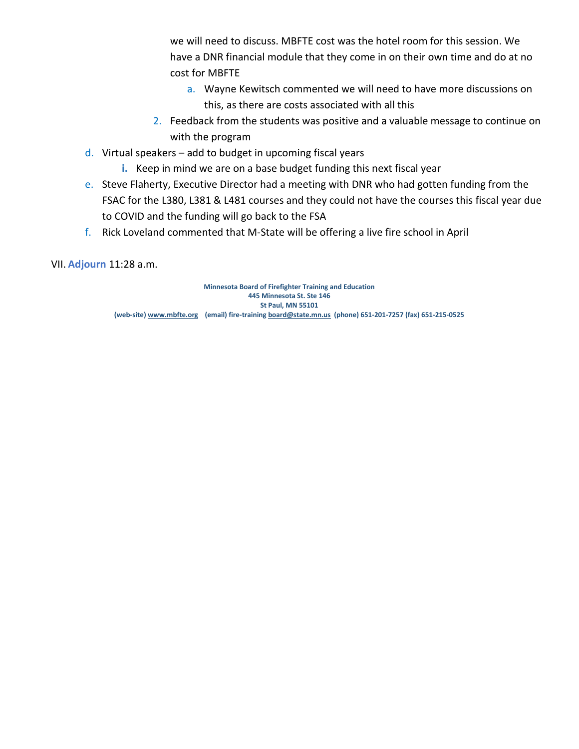we will need to discuss. MBFTE cost was the hotel room for this session. We have a DNR financial module that they come in on their own time and do at no cost for MBFTE

a. Wayne Kewitsch commented we will need to have more discussions on this, as there are costs associated with all this

2. Feedback from the students was positive and a valuable message to continue on with the program

d. Virtual speakers – add to budget in upcoming fiscal years
   i. Keep in mind we are on a base budget funding this next fiscal year

e. Steve Flaherty, Executive Director had a meeting with DNR who had gotten funding from the FSAC for the L380, L381 & L481 courses and they could not have the courses this fiscal year due to COVID and the funding will go back to the FSA

f. Rick Loveland commented that M-State will be offering a live fire school in April

VII. **Adjourn** 11:28 a.m.

**Minnesota Board of Firefighter Training and Education**
**445 Minnesota St. Ste 146**
**St Paul, MN 55101**
**(web-site) www.mbfte.org (email) fire-training board@state.mn.us (phone) 651-201-7257 (fax) 651-215-0525**